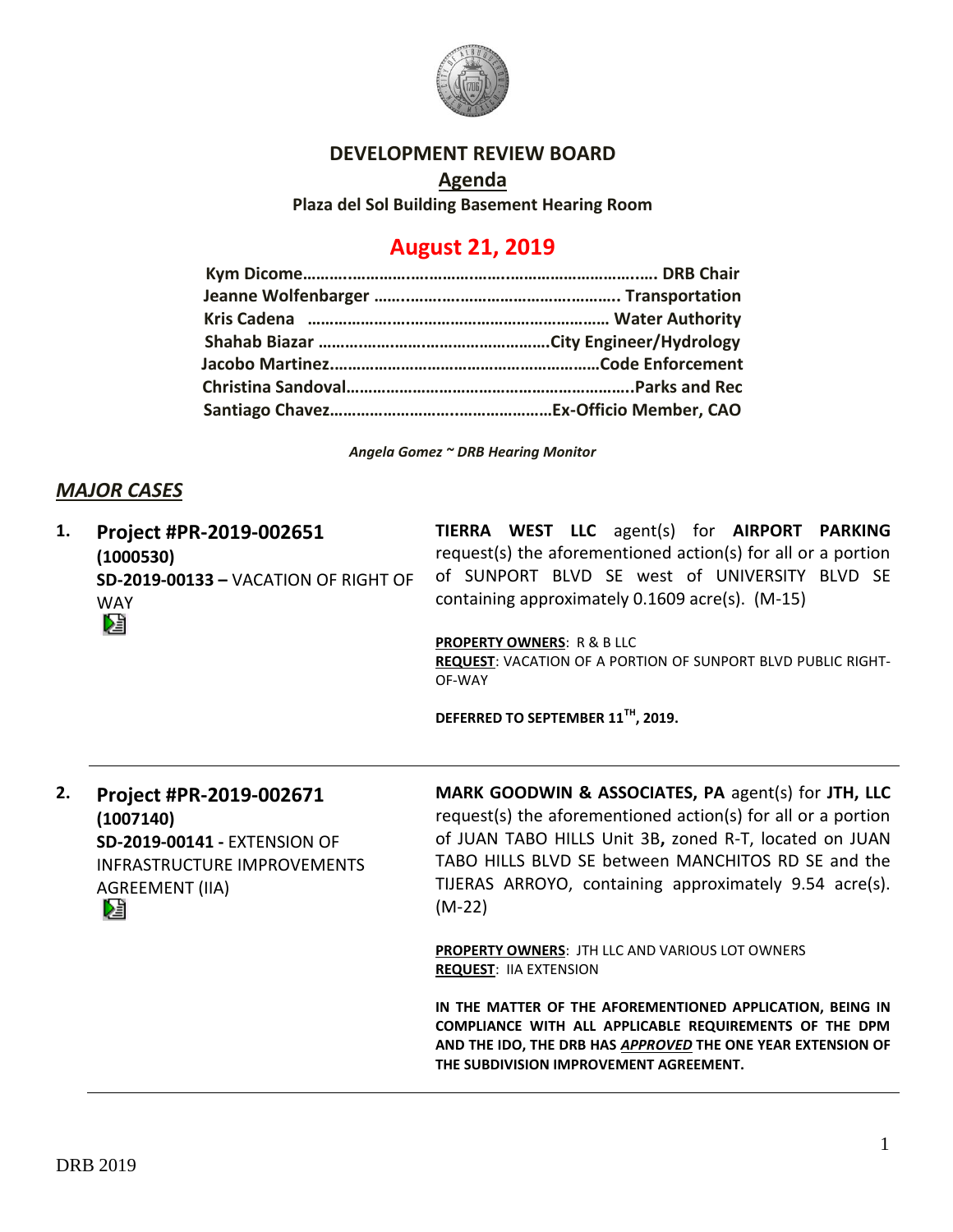# DEVELOPMENT REVIEW BOARD

## Agenda

**Plaza del Sol Building Basement Hearing Room**

## August 21, 2019

**Kym Dicome………………………………………………………………….. DRB Chair**
**Jeanne Wolfenbarger ……………………………………………. Transportation**
**Kris Cadena ……………………………………………………………… Water Authority**
**Shahab Biazar ……………………………………………City Engineer/Hydrology**
**Jacobo Martinez……………………………………………………Code Enforcement**
**Christina Sandoval………………………………………………………..Parks and Rec**
**Santiago Chavez………………………………………………Ex-Officio Member, CAO**

***Angela Gomez ~ DRB Hearing Monitor***

## *MAJOR CASES*

**1. Project #PR-2019-002651**
**(1000530)**
**SD-2019-00133 –** VACATION OF RIGHT OF WAY

**TIERRA WEST LLC** agent(s) for **AIRPORT PARKING** request(s) the aforementioned action(s) for all or a portion of SUNPORT BLVD SE west of UNIVERSITY BLVD SE containing approximately 0.1609 acre(s). (M-15)

**PROPERTY OWNERS**: R & B LLC
**REQUEST**: VACATION OF A PORTION OF SUNPORT BLVD PUBLIC RIGHT-OF-WAY

**DEFERRED TO SEPTEMBER 11TH, 2019.**

---

**2. Project #PR-2019-002671**
**(1007140)**
**SD-2019-00141 -** EXTENSION OF INFRASTRUCTURE IMPROVEMENTS AGREEMENT (IIA)

**MARK GOODWIN & ASSOCIATES, PA** agent(s) for **JTH, LLC** request(s) the aforementioned action(s) for all or a portion of JUAN TABO HILLS Unit 3B**,** zoned R-T, located on JUAN TABO HILLS BLVD SE between MANCHITOS RD SE and the TIJERAS ARROYO, containing approximately 9.54 acre(s). (M-22)

**PROPERTY OWNERS**: JTH LLC AND VARIOUS LOT OWNERS
**REQUEST**: IIA EXTENSION

**IN THE MATTER OF THE AFOREMENTIONED APPLICATION, BEING IN COMPLIANCE WITH ALL APPLICABLE REQUIREMENTS OF THE DPM AND THE IDO, THE DRB HAS *APPROVED* THE ONE YEAR EXTENSION OF THE SUBDIVISION IMPROVEMENT AGREEMENT.**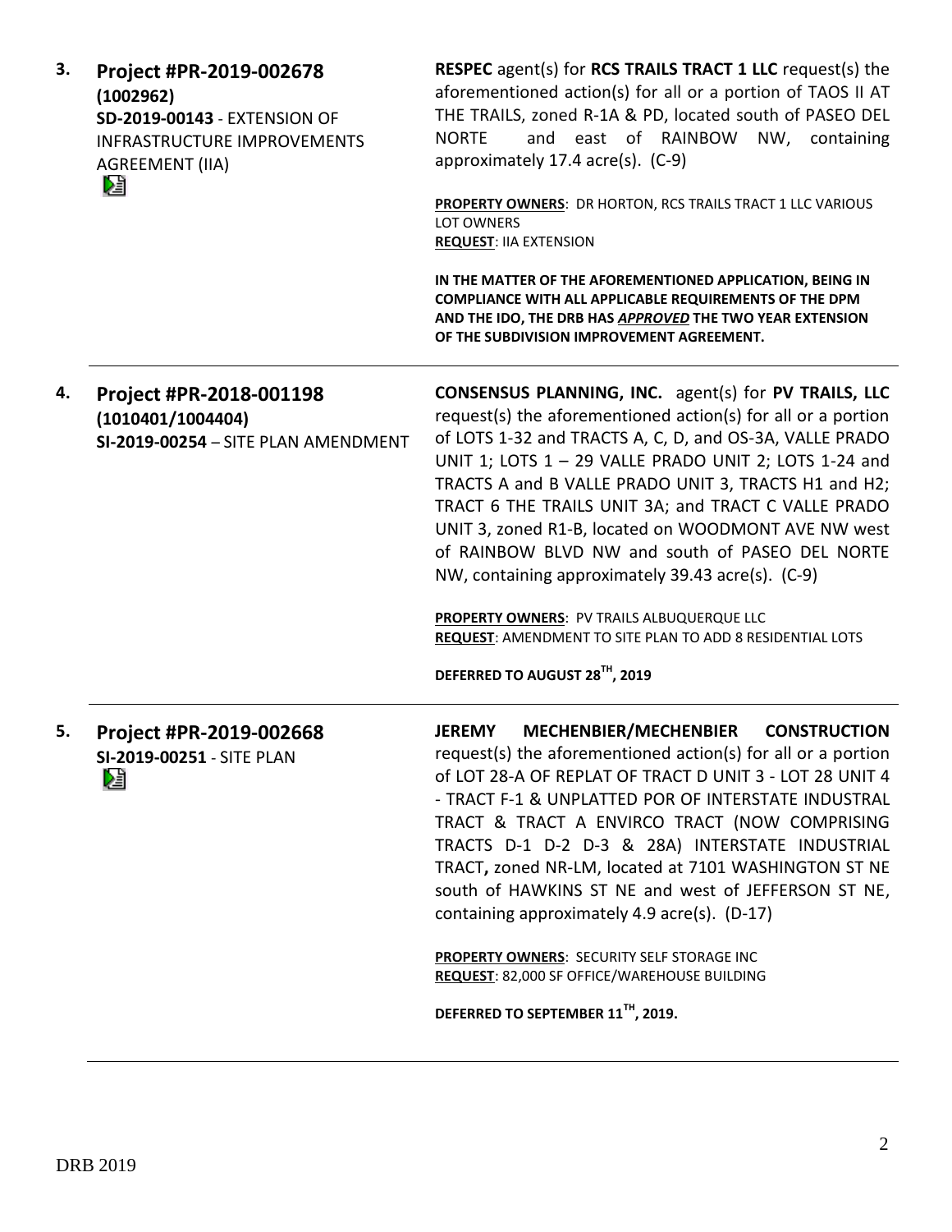3. **Project #PR-2019-002678**
**(1002962)**
**SD-2019-00143** - EXTENSION OF INFRASTRUCTURE IMPROVEMENTS AGREEMENT (IIA)

**RESPEC** agent(s) for **RCS TRAILS TRACT 1 LLC** request(s) the aforementioned action(s) for all or a portion of TAOS II AT THE TRAILS, zoned R-1A & PD, located south of PASEO DEL NORTE and east of RAINBOW NW, containing approximately 17.4 acre(s). (C-9)

**PROPERTY OWNERS**: DR HORTON, RCS TRAILS TRACT 1 LLC VARIOUS LOT OWNERS
**REQUEST**: IIA EXTENSION

**IN THE MATTER OF THE AFOREMENTIONED APPLICATION, BEING IN COMPLIANCE WITH ALL APPLICABLE REQUIREMENTS OF THE DPM AND THE IDO, THE DRB HAS *APPROVED* THE TWO YEAR EXTENSION OF THE SUBDIVISION IMPROVEMENT AGREEMENT.**

---

4. **Project #PR-2018-001198**
**(1010401/1004404)**
**SI-2019-00254** – SITE PLAN AMENDMENT

**CONSENSUS PLANNING, INC.** agent(s) for **PV TRAILS, LLC** request(s) the aforementioned action(s) for all or a portion of LOTS 1-32 and TRACTS A, C, D, and OS-3A, VALLE PRADO UNIT 1; LOTS 1 – 29 VALLE PRADO UNIT 2; LOTS 1-24 and TRACTS A and B VALLE PRADO UNIT 3, TRACTS H1 and H2; TRACT 6 THE TRAILS UNIT 3A; and TRACT C VALLE PRADO UNIT 3, zoned R1-B, located on WOODMONT AVE NW west of RAINBOW BLVD NW and south of PASEO DEL NORTE NW, containing approximately 39.43 acre(s). (C-9)

**PROPERTY OWNERS**: PV TRAILS ALBUQUERQUE LLC
**REQUEST**: AMENDMENT TO SITE PLAN TO ADD 8 RESIDENTIAL LOTS

**DEFERRED TO AUGUST 28TH, 2019**

---

5. **Project #PR-2019-002668**
**SI-2019-00251** - SITE PLAN

**JEREMY MECHENBIER/MECHENBIER CONSTRUCTION** request(s) the aforementioned action(s) for all or a portion of LOT 28-A OF REPLAT OF TRACT D UNIT 3 - LOT 28 UNIT 4 - TRACT F-1 & UNPLATTED POR OF INTERSTATE INDUSTRAL TRACT & TRACT A ENVIRCO TRACT (NOW COMPRISING TRACTS D-1 D-2 D-3 & 28A) INTERSTATE INDUSTRIAL TRACT**,** zoned NR-LM, located at 7101 WASHINGTON ST NE south of HAWKINS ST NE and west of JEFFERSON ST NE, containing approximately 4.9 acre(s). (D-17)

**PROPERTY OWNERS**: SECURITY SELF STORAGE INC
**REQUEST**: 82,000 SF OFFICE/WAREHOUSE BUILDING

**DEFERRED TO SEPTEMBER 11TH, 2019.**

---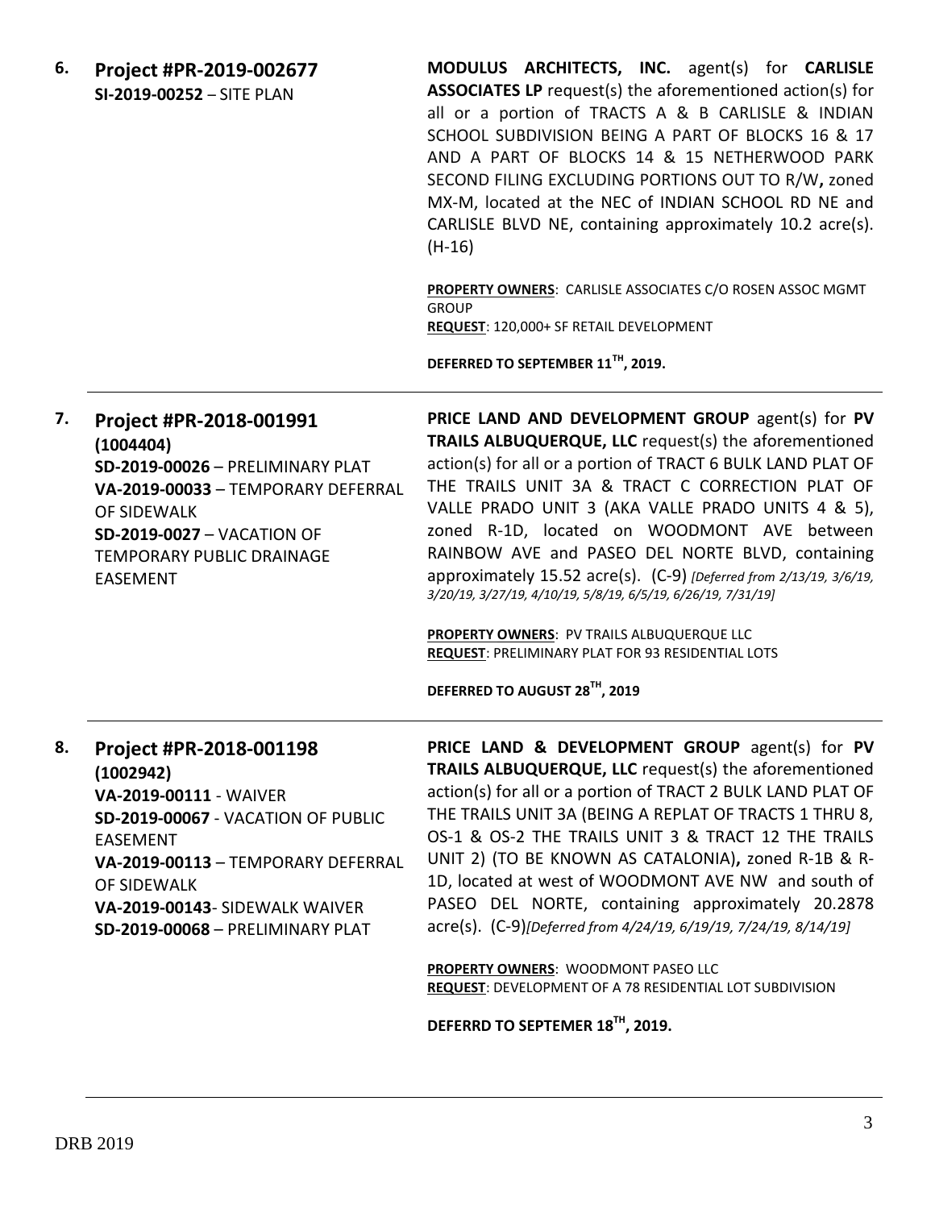6. **Project #PR-2019-002677**
**SI-2019-00252** – SITE PLAN

**MODULUS ARCHITECTS, INC.** agent(s) for **CARLISLE ASSOCIATES LP** request(s) the aforementioned action(s) for all or a portion of TRACTS A & B CARLISLE & INDIAN SCHOOL SUBDIVISION BEING A PART OF BLOCKS 16 & 17 AND A PART OF BLOCKS 14 & 15 NETHERWOOD PARK SECOND FILING EXCLUDING PORTIONS OUT TO R/W**,** zoned MX-M, located at the NEC of INDIAN SCHOOL RD NE and CARLISLE BLVD NE, containing approximately 10.2 acre(s). (H-16)

**PROPERTY OWNERS**: CARLISLE ASSOCIATES C/O ROSEN ASSOC MGMT GROUP
**REQUEST**: 120,000+ SF RETAIL DEVELOPMENT

**DEFERRED TO SEPTEMBER 11TH, 2019.**

---

7. **Project #PR-2018-001991**
**(1004404)**
**SD-2019-00026** – PRELIMINARY PLAT
**VA-2019-00033** – TEMPORARY DEFERRAL OF SIDEWALK
**SD-2019-0027** – VACATION OF TEMPORARY PUBLIC DRAINAGE EASEMENT

**PRICE LAND AND DEVELOPMENT GROUP** agent(s) for **PV TRAILS ALBUQUERQUE, LLC** request(s) the aforementioned action(s) for all or a portion of TRACT 6 BULK LAND PLAT OF THE TRAILS UNIT 3A & TRACT C CORRECTION PLAT OF VALLE PRADO UNIT 3 (AKA VALLE PRADO UNITS 4 & 5), zoned R-1D, located on WOODMONT AVE between RAINBOW AVE and PASEO DEL NORTE BLVD, containing approximately 15.52 acre(s). (C-9) *[Deferred from 2/13/19, 3/6/19, 3/20/19, 3/27/19, 4/10/19, 5/8/19, 6/5/19, 6/26/19, 7/31/19]*

**PROPERTY OWNERS**: PV TRAILS ALBUQUERQUE LLC
**REQUEST**: PRELIMINARY PLAT FOR 93 RESIDENTIAL LOTS

**DEFERRED TO AUGUST 28TH, 2019**

---

8. **Project #PR-2018-001198**
**(1002942)**
**VA-2019-00111** - WAIVER
**SD-2019-00067** - VACATION OF PUBLIC EASEMENT
**VA-2019-00113** – TEMPORARY DEFERRAL OF SIDEWALK
**VA-2019-00143**- SIDEWALK WAIVER
**SD-2019-00068** – PRELIMINARY PLAT

**PRICE LAND & DEVELOPMENT GROUP** agent(s) for **PV TRAILS ALBUQUERQUE, LLC** request(s) the aforementioned action(s) for all or a portion of TRACT 2 BULK LAND PLAT OF THE TRAILS UNIT 3A (BEING A REPLAT OF TRACTS 1 THRU 8, OS-1 & OS-2 THE TRAILS UNIT 3 & TRACT 12 THE TRAILS UNIT 2) (TO BE KNOWN AS CATALONIA)**,** zoned R-1B & R-1D, located at west of WOODMONT AVE NW and south of PASEO DEL NORTE, containing approximately 20.2878 acre(s). (C-9)*[Deferred from 4/24/19, 6/19/19, 7/24/19, 8/14/19]*

**PROPERTY OWNERS**: WOODMONT PASEO LLC
**REQUEST**: DEVELOPMENT OF A 78 RESIDENTIAL LOT SUBDIVISION

**DEFERRD TO SEPTEMER 18TH, 2019.**

---

DRB 2019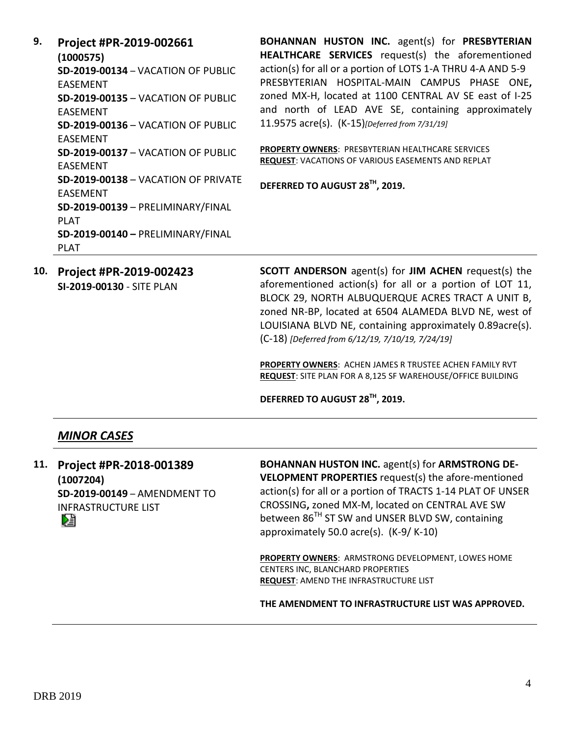**9. Project #PR-2019-002661**
**(1000575)**
**SD-2019-00134** – VACATION OF PUBLIC EASEMENT
**SD-2019-00135** – VACATION OF PUBLIC EASEMENT
**SD-2019-00136** – VACATION OF PUBLIC EASEMENT
**SD-2019-00137** – VACATION OF PUBLIC EASEMENT
**SD-2019-00138** – VACATION OF PRIVATE EASEMENT
**SD-2019-00139** – PRELIMINARY/FINAL PLAT
**SD-2019-00140 –** PRELIMINARY/FINAL PLAT

**BOHANNAN HUSTON INC.** agent(s) for **PRESBYTERIAN HEALTHCARE SERVICES** request(s) the aforementioned action(s) for all or a portion of LOTS 1-A THRU 4-A AND 5-9 PRESBYTERIAN HOSPITAL-MAIN CAMPUS PHASE ONE**,** zoned MX-H, located at 1100 CENTRAL AV SE east of I-25 and north of LEAD AVE SE, containing approximately 11.9575 acre(s). (K-15)*[Deferred from 7/31/19]*

**PROPERTY OWNERS**: PRESBYTERIAN HEALTHCARE SERVICES
**REQUEST**: VACATIONS OF VARIOUS EASEMENTS AND REPLAT

**DEFERRED TO AUGUST 28TH, 2019.**

---

**10. Project #PR-2019-002423**
**SI-2019-00130** - SITE PLAN

**SCOTT ANDERSON** agent(s) for **JIM ACHEN** request(s) the aforementioned action(s) for all or a portion of LOT 11, BLOCK 29, NORTH ALBUQUERQUE ACRES TRACT A UNIT B, zoned NR-BP, located at 6504 ALAMEDA BLVD NE, west of LOUISIANA BLVD NE, containing approximately 0.89acre(s). (C-18) *[Deferred from 6/12/19, 7/10/19, 7/24/19]*

**PROPERTY OWNERS**: ACHEN JAMES R TRUSTEE ACHEN FAMILY RVT
**REQUEST**: SITE PLAN FOR A 8,125 SF WAREHOUSE/OFFICE BUILDING

**DEFERRED TO AUGUST 28TH, 2019.**

---

## *MINOR CASES*

---

**11. Project #PR-2018-001389**
**(1007204)**
**SD-2019-00149** – AMENDMENT TO INFRASTRUCTURE LIST

**BOHANNAN HUSTON INC.** agent(s) for **ARMSTRONG DE-VELOPMENT PROPERTIES** request(s) the afore-mentioned action(s) for all or a portion of TRACTS 1-14 PLAT OF UNSER CROSSING**,** zoned MX-M, located on CENTRAL AVE SW between 86TH ST SW and UNSER BLVD SW, containing approximately 50.0 acre(s). (K-9/ K-10)

**PROPERTY OWNERS**: ARMSTRONG DEVELOPMENT, LOWES HOME CENTERS INC, BLANCHARD PROPERTIES
**REQUEST**: AMEND THE INFRASTRUCTURE LIST

**THE AMENDMENT TO INFRASTRUCTURE LIST WAS APPROVED.**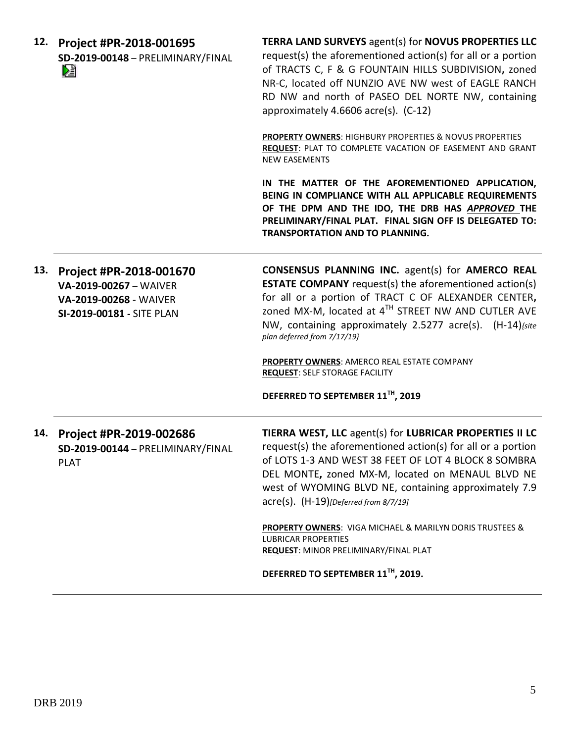**12. Project #PR-2018-001695**
**SD-2019-00148** – PRELIMINARY/FINAL

**TERRA LAND SURVEYS** agent(s) for **NOVUS PROPERTIES LLC** request(s) the aforementioned action(s) for all or a portion of TRACTS C, F & G FOUNTAIN HILLS SUBDIVISION**,** zoned NR-C, located off NUNZIO AVE NW west of EAGLE RANCH RD NW and north of PASEO DEL NORTE NW, containing approximately 4.6606 acre(s). (C-12)

**PROPERTY OWNERS**: HIGHBURY PROPERTIES & NOVUS PROPERTIES
**REQUEST**: PLAT TO COMPLETE VACATION OF EASEMENT AND GRANT NEW EASEMENTS

**IN THE MATTER OF THE AFOREMENTIONED APPLICATION, BEING IN COMPLIANCE WITH ALL APPLICABLE REQUIREMENTS OF THE DPM AND THE IDO, THE DRB HAS *APPROVED* THE PRELIMINARY/FINAL PLAT. FINAL SIGN OFF IS DELEGATED TO: TRANSPORTATION AND TO PLANNING.**

---

**13. Project #PR-2018-001670**
**VA-2019-00267** – WAIVER
**VA-2019-00268** - WAIVER
**SI-2019-00181** - SITE PLAN

**CONSENSUS PLANNING INC.** agent(s) for **AMERCO REAL ESTATE COMPANY** request(s) the aforementioned action(s) for all or a portion of TRACT C OF ALEXANDER CENTER**,** zoned MX-M, located at 4TH STREET NW AND CUTLER AVE NW, containing approximately 2.5277 acre(s). (H-14)*{site plan deferred from 7/17/19}*

**PROPERTY OWNERS**: AMERCO REAL ESTATE COMPANY
**REQUEST**: SELF STORAGE FACILITY

**DEFERRED TO SEPTEMBER 11TH, 2019**

---

**14. Project #PR-2019-002686**
**SD-2019-00144** – PRELIMINARY/FINAL PLAT

**TIERRA WEST, LLC** agent(s) for **LUBRICAR PROPERTIES II LC** request(s) the aforementioned action(s) for all or a portion of LOTS 1-3 AND WEST 38 FEET OF LOT 4 BLOCK 8 SOMBRA DEL MONTE**,** zoned MX-M, located on MENAUL BLVD NE west of WYOMING BLVD NE, containing approximately 7.9 acre(s). (H-19)*[Deferred from 8/7/19]*

**PROPERTY OWNERS**: VIGA MICHAEL & MARILYN DORIS TRUSTEES & LUBRICAR PROPERTIES
**REQUEST**: MINOR PRELIMINARY/FINAL PLAT

**DEFERRED TO SEPTEMBER 11TH, 2019.**

---

DRB 2019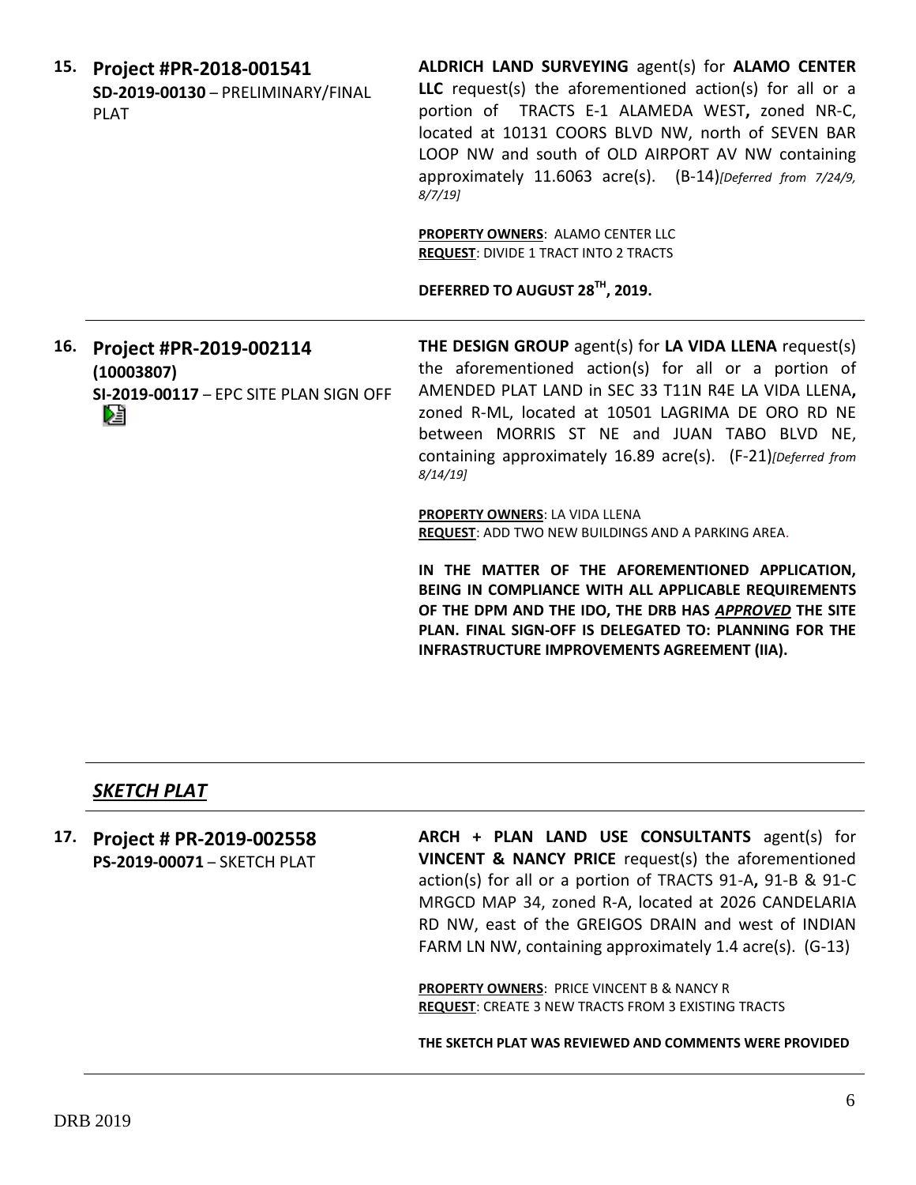**15. Project #PR-2018-001541**
**SD-2019-00130** – PRELIMINARY/FINAL PLAT

**ALDRICH LAND SURVEYING** agent(s) for **ALAMO CENTER LLC** request(s) the aforementioned action(s) for all or a portion of TRACTS E-1 ALAMEDA WEST**,** zoned NR-C, located at 10131 COORS BLVD NW, north of SEVEN BAR LOOP NW and south of OLD AIRPORT AV NW containing approximately 11.6063 acre(s). (B-14)*[Deferred from 7/24/9, 8/7/19]*

**PROPERTY OWNERS**: ALAMO CENTER LLC
**REQUEST**: DIVIDE 1 TRACT INTO 2 TRACTS

**DEFERRED TO AUGUST 28TH, 2019.**

---

**16. Project #PR-2019-002114**
**(10003807)**
**SI-2019-00117** – EPC SITE PLAN SIGN OFF

**THE DESIGN GROUP** agent(s) for **LA VIDA LLENA** request(s) the aforementioned action(s) for all or a portion of AMENDED PLAT LAND in SEC 33 T11N R4E LA VIDA LLENA**,** zoned R-ML, located at 10501 LAGRIMA DE ORO RD NE between MORRIS ST NE and JUAN TABO BLVD NE, containing approximately 16.89 acre(s). (F-21)*[Deferred from 8/14/19]*

**PROPERTY OWNERS**: LA VIDA LLENA
**REQUEST**: ADD TWO NEW BUILDINGS AND A PARKING AREA.

**IN THE MATTER OF THE AFOREMENTIONED APPLICATION, BEING IN COMPLIANCE WITH ALL APPLICABLE REQUIREMENTS OF THE DPM AND THE IDO, THE DRB HAS *APPROVED* THE SITE PLAN. FINAL SIGN-OFF IS DELEGATED TO: PLANNING FOR THE INFRASTRUCTURE IMPROVEMENTS AGREEMENT (IIA).**

---

## *SKETCH PLAT*

---

**17. Project # PR-2019-002558**
**PS-2019-00071** – SKETCH PLAT

**ARCH + PLAN LAND USE CONSULTANTS** agent(s) for **VINCENT & NANCY PRICE** request(s) the aforementioned action(s) for all or a portion of TRACTS 91-A**,** 91-B & 91-C MRGCD MAP 34, zoned R-A, located at 2026 CANDELARIA RD NW, east of the GREIGOS DRAIN and west of INDIAN FARM LN NW, containing approximately 1.4 acre(s). (G-13)

**PROPERTY OWNERS**: PRICE VINCENT B & NANCY R
**REQUEST**: CREATE 3 NEW TRACTS FROM 3 EXISTING TRACTS

**THE SKETCH PLAT WAS REVIEWED AND COMMENTS WERE PROVIDED**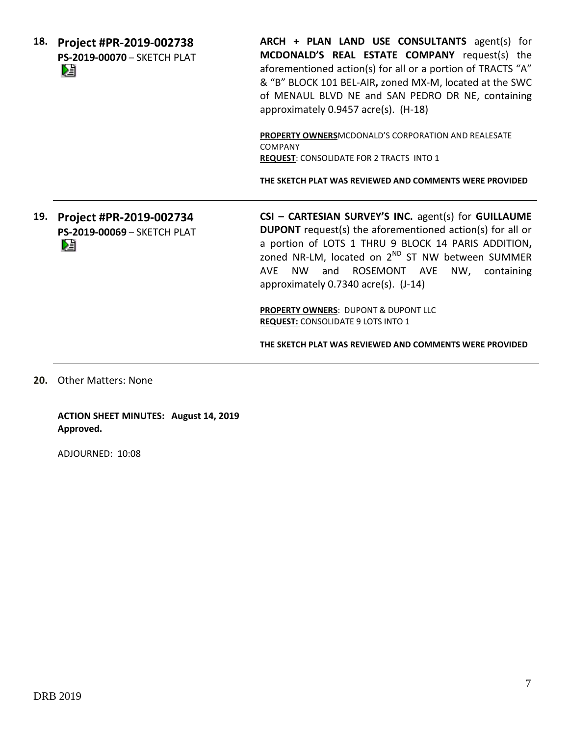**18. Project #PR-2019-002738**
**PS-2019-00070** – SKETCH PLAT

**ARCH + PLAN LAND USE CONSULTANTS** agent(s) for **MCDONALD'S REAL ESTATE COMPANY** request(s) the aforementioned action(s) for all or a portion of TRACTS "A" & "B" BLOCK 101 BEL-AIR**,** zoned MX-M, located at the SWC of MENAUL BLVD NE and SAN PEDRO DR NE, containing approximately 0.9457 acre(s). (H-18)

**PROPERTY OWNERS**MCDONALD'S CORPORATION AND REALESATE COMPANY
**REQUEST**: CONSOLIDATE FOR 2 TRACTS INTO 1

**THE SKETCH PLAT WAS REVIEWED AND COMMENTS WERE PROVIDED**

---

**19. Project #PR-2019-002734**
**PS-2019-00069** – SKETCH PLAT

**CSI – CARTESIAN SURVEY'S INC.** agent(s) for **GUILLAUME DUPONT** request(s) the aforementioned action(s) for all or a portion of LOTS 1 THRU 9 BLOCK 14 PARIS ADDITION**,** zoned NR-LM, located on 2ND ST NW between SUMMER AVE NW and ROSEMONT AVE NW, containing approximately 0.7340 acre(s). (J-14)

**PROPERTY OWNERS**: DUPONT & DUPONT LLC
**REQUEST:** CONSOLIDATE 9 LOTS INTO 1

**THE SKETCH PLAT WAS REVIEWED AND COMMENTS WERE PROVIDED**

---

**20.** Other Matters: None

**ACTION SHEET MINUTES: August 14, 2019**
**Approved.**

ADJOURNED: 10:08

DRB 2019